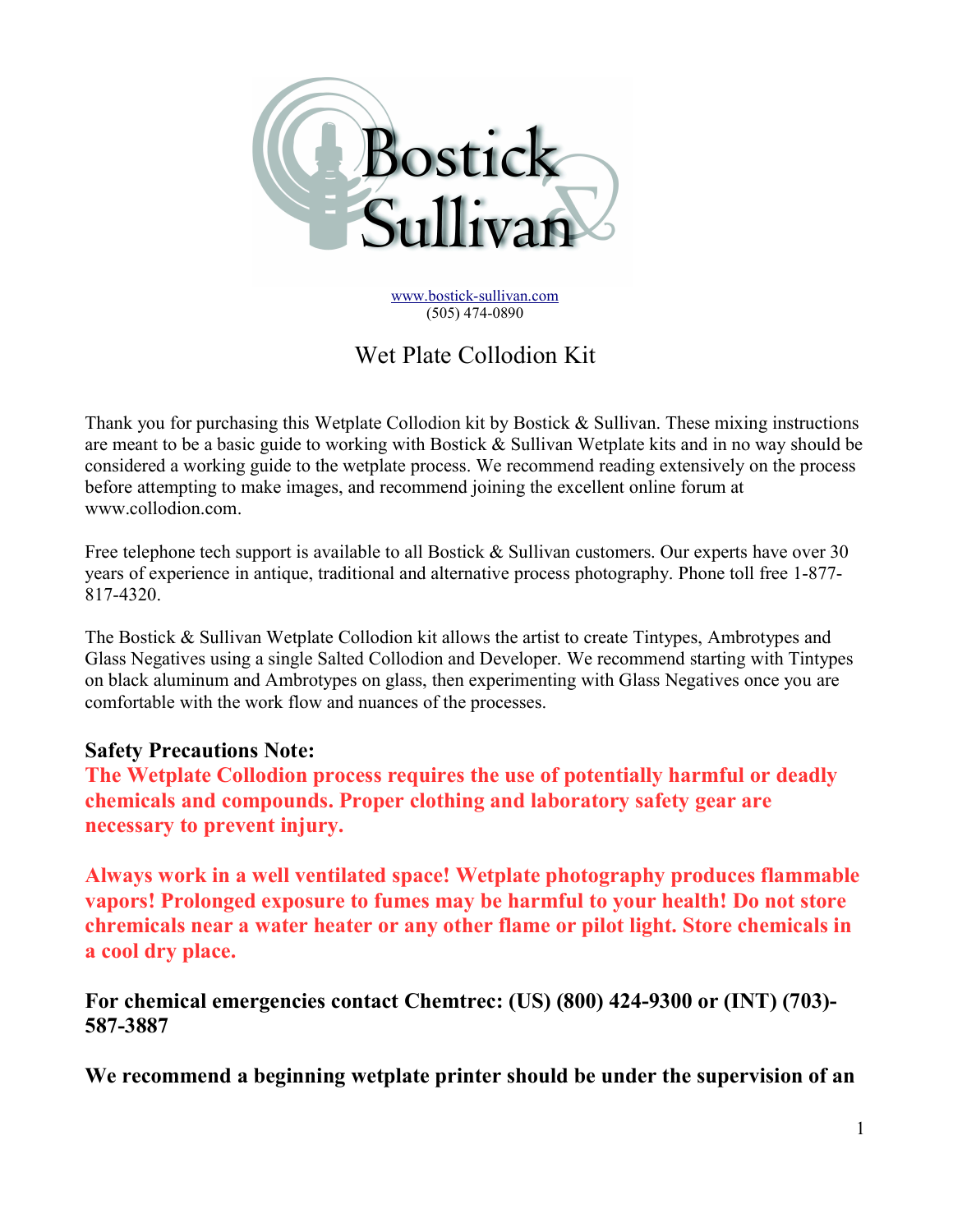# Bostick Sullivan

www.bostick-sullivan.com
(505) 474-0890

## Wet Plate Collodion Kit

Thank you for purchasing this Wetplate Collodion kit by Bostick & Sullivan. These mixing instructions are meant to be a basic guide to working with Bostick & Sullivan Wetplate kits and in no way should be considered a working guide to the wetplate process. We recommend reading extensively on the process before attempting to make images, and recommend joining the excellent online forum at www.collodion.com.

Free telephone tech support is available to all Bostick & Sullivan customers. Our experts have over 30 years of experience in antique, traditional and alternative process photography. Phone toll free 1-877-817-4320.

The Bostick & Sullivan Wetplate Collodion kit allows the artist to create Tintypes, Ambrotypes and Glass Negatives using a single Salted Collodion and Developer. We recommend starting with Tintypes on black aluminum and Ambrotypes on glass, then experimenting with Glass Negatives once you are comfortable with the work flow and nuances of the processes.

**Safety Precautions Note:**

**The Wetplate Collodion process requires the use of potentially harmful or deadly chemicals and compounds. Proper clothing and laboratory safety gear are necessary to prevent injury.**

**Always work in a well ventilated space! Wetplate photography produces flammable vapors! Prolonged exposure to fumes may be harmful to your health! Do not store chremicals near a water heater or any other flame or pilot light. Store chemicals in a cool dry place.**

**For chemical emergencies contact Chemtrec: (US) (800) 424-9300 or (INT) (703)-587-3887**

**We recommend a beginning wetplate printer should be under the supervision of an**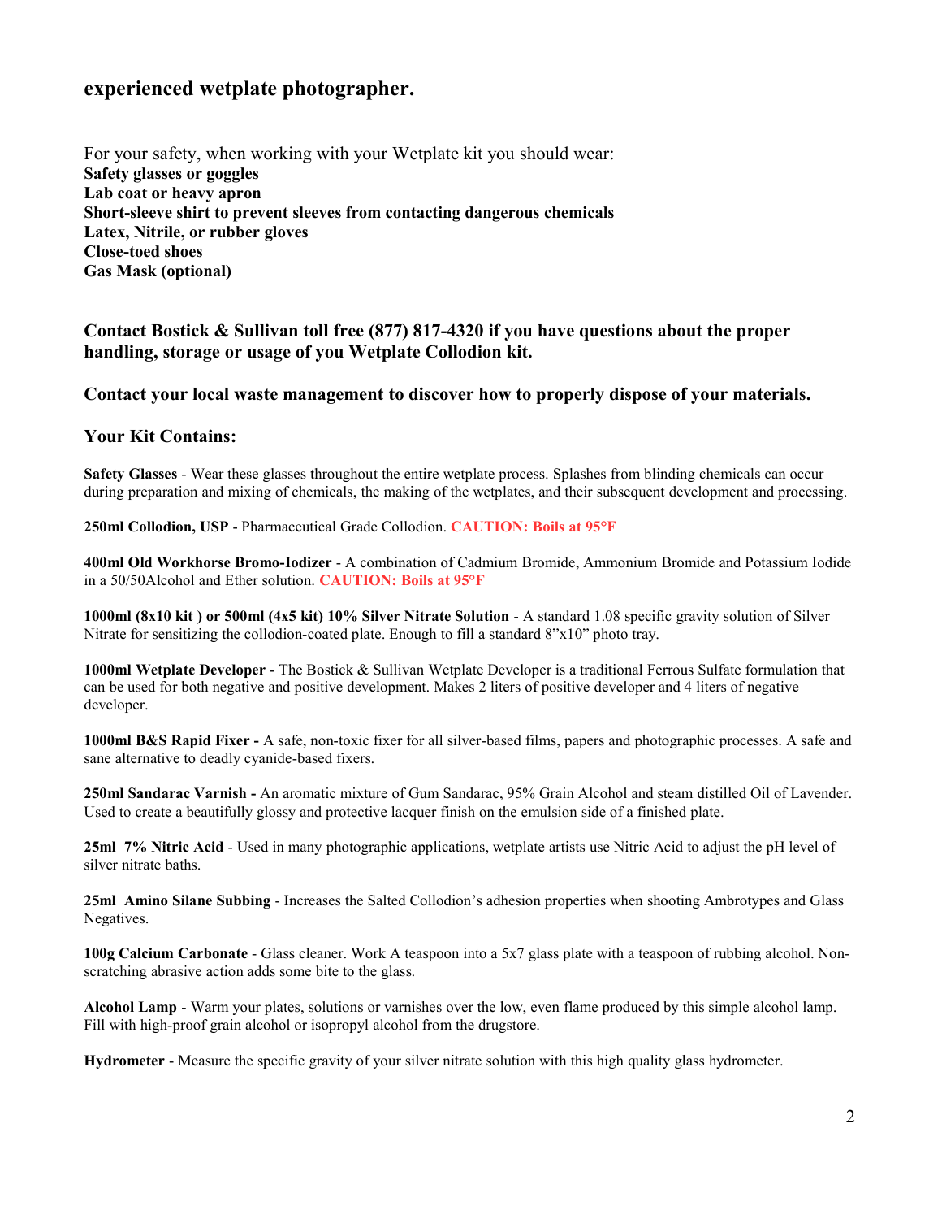## experienced wetplate photographer.

For your safety, when working with your Wetplate kit you should wear:
**Safety glasses or goggles**
**Lab coat or heavy apron**
**Short-sleeve shirt to prevent sleeves from contacting dangerous chemicals**
**Latex, Nitrile, or rubber gloves**
**Close-toed shoes**
**Gas Mask (optional)**

**Contact Bostick & Sullivan toll free (877) 817-4320 if you have questions about the proper handling, storage or usage of you Wetplate Collodion kit.**

**Contact your local waste management to discover how to properly dispose of your materials.**

### Your Kit Contains:

**Safety Glasses** - Wear these glasses throughout the entire wetplate process. Splashes from blinding chemicals can occur during preparation and mixing of chemicals, the making of the wetplates, and their subsequent development and processing.

**250ml Collodion, USP** - Pharmaceutical Grade Collodion. **CAUTION: Boils at 95°F**

**400ml Old Workhorse Bromo-Iodizer** - A combination of Cadmium Bromide, Ammonium Bromide and Potassium Iodide in a 50/50Alcohol and Ether solution. **CAUTION: Boils at 95°F**

**1000ml (8x10 kit ) or 500ml (4x5 kit) 10% Silver Nitrate Solution** - A standard 1.08 specific gravity solution of Silver Nitrate for sensitizing the collodion-coated plate. Enough to fill a standard 8"x10" photo tray.

**1000ml Wetplate Developer** - The Bostick & Sullivan Wetplate Developer is a traditional Ferrous Sulfate formulation that can be used for both negative and positive development. Makes 2 liters of positive developer and 4 liters of negative developer.

**1000ml B&S Rapid Fixer -** A safe, non-toxic fixer for all silver-based films, papers and photographic processes. A safe and sane alternative to deadly cyanide-based fixers.

**250ml Sandarac Varnish -** An aromatic mixture of Gum Sandarac, 95% Grain Alcohol and steam distilled Oil of Lavender. Used to create a beautifully glossy and protective lacquer finish on the emulsion side of a finished plate.

**25ml 7% Nitric Acid** - Used in many photographic applications, wetplate artists use Nitric Acid to adjust the pH level of silver nitrate baths.

**25ml Amino Silane Subbing** - Increases the Salted Collodion's adhesion properties when shooting Ambrotypes and Glass Negatives.

**100g Calcium Carbonate** - Glass cleaner. Work A teaspoon into a 5x7 glass plate with a teaspoon of rubbing alcohol. Non-scratching abrasive action adds some bite to the glass.

**Alcohol Lamp** - Warm your plates, solutions or varnishes over the low, even flame produced by this simple alcohol lamp. Fill with high-proof grain alcohol or isopropyl alcohol from the drugstore.

**Hydrometer** - Measure the specific gravity of your silver nitrate solution with this high quality glass hydrometer.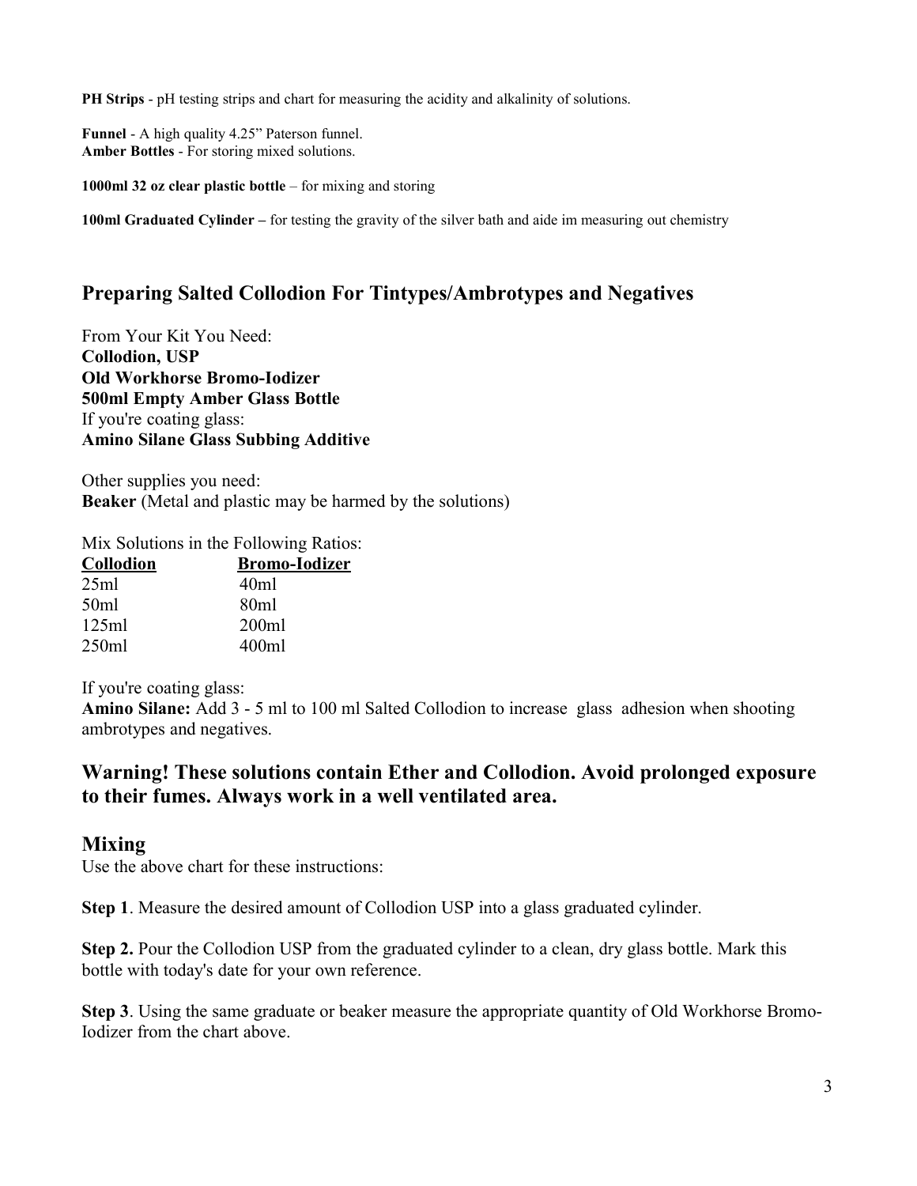**PH Strips** - pH testing strips and chart for measuring the acidity and alkalinity of solutions.

**Funnel** - A high quality 4.25" Paterson funnel.
**Amber Bottles** - For storing mixed solutions.

**1000ml 32 oz clear plastic bottle** – for mixing and storing

**100ml Graduated Cylinder –** for testing the gravity of the silver bath and aide im measuring out chemistry

## Preparing Salted Collodion For Tintypes/Ambrotypes and Negatives

From Your Kit You Need:
**Collodion, USP**
**Old Workhorse Bromo-Iodizer**
**500ml Empty Amber Glass Bottle**
If you're coating glass:
**Amino Silane Glass Subbing Additive**

Other supplies you need:
**Beaker** (Metal and plastic may be harmed by the solutions)

Mix Solutions in the Following Ratios:

| Collodion | Bromo-Iodizer |
| --- | --- |
| 25ml | 40ml |
| 50ml | 80ml |
| 125ml | 200ml |
| 250ml | 400ml |

If you're coating glass:
**Amino Silane:** Add 3 - 5 ml to 100 ml Salted Collodion to increase glass adhesion when shooting ambrotypes and negatives.

### Warning! These solutions contain Ether and Collodion. Avoid prolonged exposure to their fumes. Always work in a well ventilated area.

## Mixing

Use the above chart for these instructions:

**Step 1**. Measure the desired amount of Collodion USP into a glass graduated cylinder.

**Step 2.** Pour the Collodion USP from the graduated cylinder to a clean, dry glass bottle. Mark this bottle with today's date for your own reference.

**Step 3**. Using the same graduate or beaker measure the appropriate quantity of Old Workhorse Bromo-Iodizer from the chart above.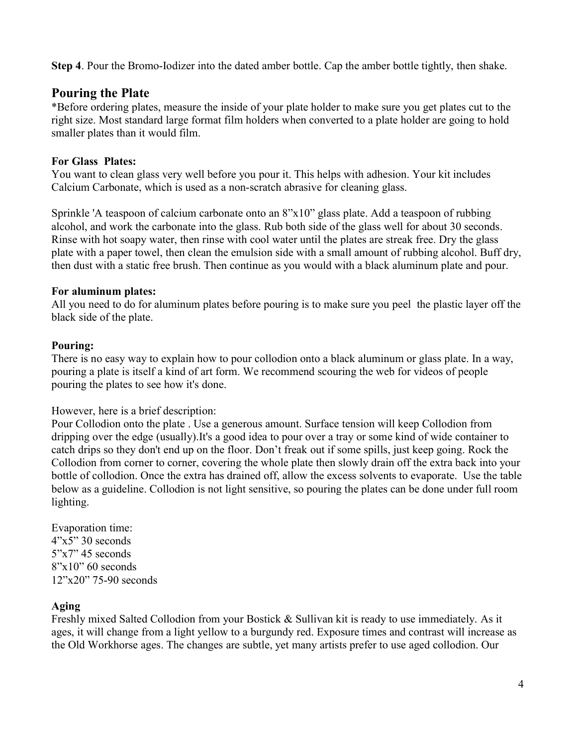**Step 4**. Pour the Bromo-Iodizer into the dated amber bottle. Cap the amber bottle tightly, then shake.

## Pouring the Plate

*Before ordering plates, measure the inside of your plate holder to make sure you get plates cut to the right size. Most standard large format film holders when converted to a plate holder are going to hold smaller plates than it would film.

**For Glass Plates:**

You want to clean glass very well before you pour it. This helps with adhesion. Your kit includes Calcium Carbonate, which is used as a non-scratch abrasive for cleaning glass.

Sprinkle 'A teaspoon of calcium carbonate onto an 8"x10" glass plate. Add a teaspoon of rubbing alcohol, and work the carbonate into the glass. Rub both side of the glass well for about 30 seconds. Rinse with hot soapy water, then rinse with cool water until the plates are streak free. Dry the glass plate with a paper towel, then clean the emulsion side with a small amount of rubbing alcohol. Buff dry, then dust with a static free brush. Then continue as you would with a black aluminum plate and pour.

**For aluminum plates:**

All you need to do for aluminum plates before pouring is to make sure you peel the plastic layer off the black side of the plate.

**Pouring:**

There is no easy way to explain how to pour collodion onto a black aluminum or glass plate. In a way, pouring a plate is itself a kind of art form. We recommend scouring the web for videos of people pouring the plates to see how it's done.

However, here is a brief description:

Pour Collodion onto the plate . Use a generous amount. Surface tension will keep Collodion from dripping over the edge (usually).It's a good idea to pour over a tray or some kind of wide container to catch drips so they don't end up on the floor. Don't freak out if some spills, just keep going. Rock the Collodion from corner to corner, covering the whole plate then slowly drain off the extra back into your bottle of collodion. Once the extra has drained off, allow the excess solvents to evaporate. Use the table below as a guideline. Collodion is not light sensitive, so pouring the plates can be done under full room lighting.

Evaporation time:
4"x5" 30 seconds
5"x7" 45 seconds
8"x10" 60 seconds
12"x20" 75-90 seconds

**Aging**

Freshly mixed Salted Collodion from your Bostick & Sullivan kit is ready to use immediately. As it ages, it will change from a light yellow to a burgundy red. Exposure times and contrast will increase as the Old Workhorse ages. The changes are subtle, yet many artists prefer to use aged collodion. Our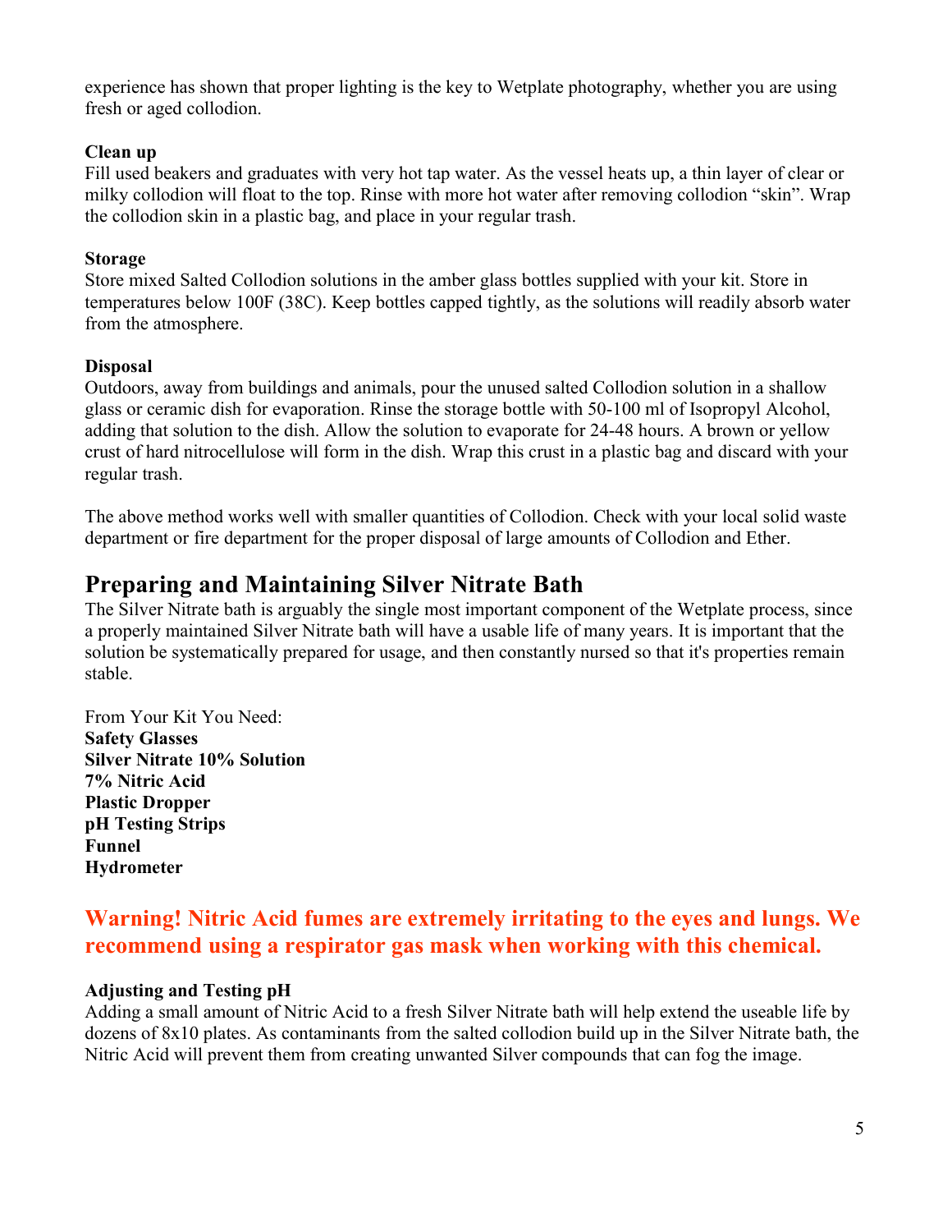experience has shown that proper lighting is the key to Wetplate photography, whether you are using fresh or aged collodion.

**Clean up**
Fill used beakers and graduates with very hot tap water. As the vessel heats up, a thin layer of clear or milky collodion will float to the top. Rinse with more hot water after removing collodion "skin". Wrap the collodion skin in a plastic bag, and place in your regular trash.

**Storage**
Store mixed Salted Collodion solutions in the amber glass bottles supplied with your kit. Store in temperatures below 100F (38C). Keep bottles capped tightly, as the solutions will readily absorb water from the atmosphere.

**Disposal**
Outdoors, away from buildings and animals, pour the unused salted Collodion solution in a shallow glass or ceramic dish for evaporation. Rinse the storage bottle with 50-100 ml of Isopropyl Alcohol, adding that solution to the dish. Allow the solution to evaporate for 24-48 hours. A brown or yellow crust of hard nitrocellulose will form in the dish. Wrap this crust in a plastic bag and discard with your regular trash.

The above method works well with smaller quantities of Collodion. Check with your local solid waste department or fire department for the proper disposal of large amounts of Collodion and Ether.

## Preparing and Maintaining Silver Nitrate Bath

The Silver Nitrate bath is arguably the single most important component of the Wetplate process, since a properly maintained Silver Nitrate bath will have a usable life of many years. It is important that the solution be systematically prepared for usage, and then constantly nursed so that it's properties remain stable.

From Your Kit You Need:
**Safety Glasses**
**Silver Nitrate 10% Solution**
**7% Nitric Acid**
**Plastic Dropper**
**pH Testing Strips**
**Funnel**
**Hydrometer**

### Warning! Nitric Acid fumes are extremely irritating to the eyes and lungs. We recommend using a respirator gas mask when working with this chemical.

**Adjusting and Testing pH**
Adding a small amount of Nitric Acid to a fresh Silver Nitrate bath will help extend the useable life by dozens of 8x10 plates. As contaminants from the salted collodion build up in the Silver Nitrate bath, the Nitric Acid will prevent them from creating unwanted Silver compounds that can fog the image.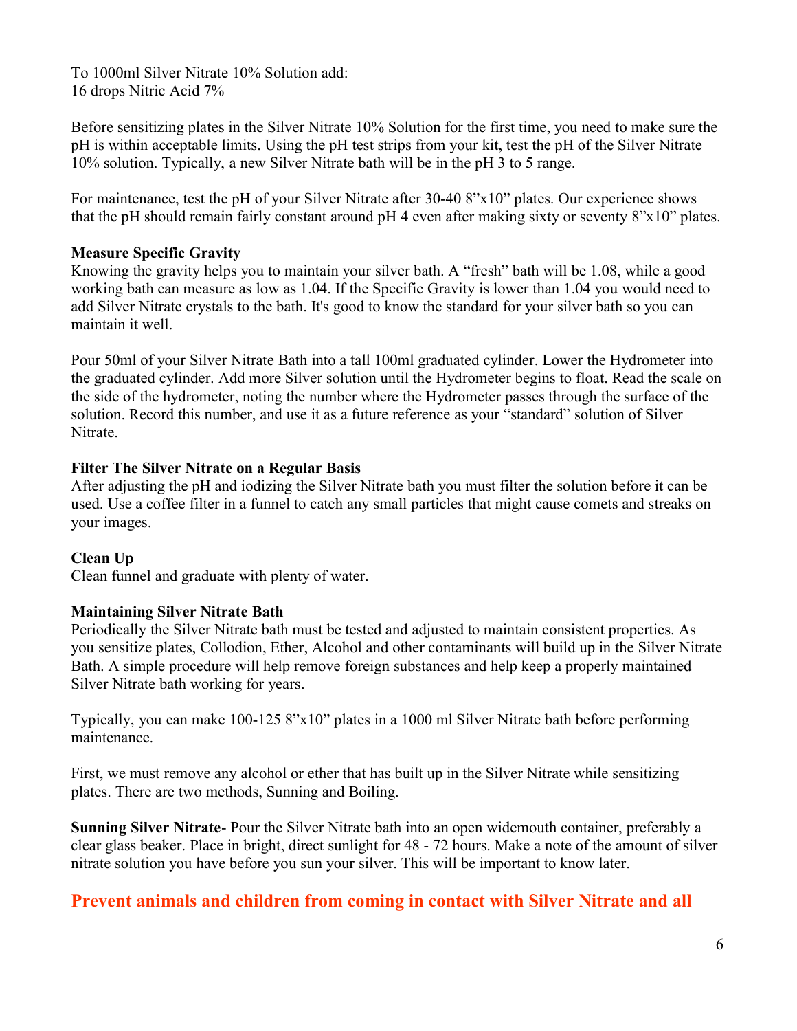To 1000ml Silver Nitrate 10% Solution add:
16 drops Nitric Acid 7%

Before sensitizing plates in the Silver Nitrate 10% Solution for the first time, you need to make sure the pH is within acceptable limits. Using the pH test strips from your kit, test the pH of the Silver Nitrate 10% solution. Typically, a new Silver Nitrate bath will be in the pH 3 to 5 range.

For maintenance, test the pH of your Silver Nitrate after 30-40 8”x10” plates. Our experience shows that the pH should remain fairly constant around pH 4 even after making sixty or seventy 8”x10” plates.

**Measure Specific Gravity**
Knowing the gravity helps you to maintain your silver bath. A “fresh” bath will be 1.08, while a good working bath can measure as low as 1.04. If the Specific Gravity is lower than 1.04 you would need to add Silver Nitrate crystals to the bath. It's good to know the standard for your silver bath so you can maintain it well.

Pour 50ml of your Silver Nitrate Bath into a tall 100ml graduated cylinder. Lower the Hydrometer into the graduated cylinder. Add more Silver solution until the Hydrometer begins to float. Read the scale on the side of the hydrometer, noting the number where the Hydrometer passes through the surface of the solution. Record this number, and use it as a future reference as your “standard” solution of Silver Nitrate.

**Filter The Silver Nitrate on a Regular Basis**
After adjusting the pH and iodizing the Silver Nitrate bath you must filter the solution before it can be used. Use a coffee filter in a funnel to catch any small particles that might cause comets and streaks on your images.

**Clean Up**
Clean funnel and graduate with plenty of water.

**Maintaining Silver Nitrate Bath**
Periodically the Silver Nitrate bath must be tested and adjusted to maintain consistent properties. As you sensitize plates, Collodion, Ether, Alcohol and other contaminants will build up in the Silver Nitrate Bath. A simple procedure will help remove foreign substances and help keep a properly maintained Silver Nitrate bath working for years.

Typically, you can make 100-125 8”x10” plates in a 1000 ml Silver Nitrate bath before performing maintenance.

First, we must remove any alcohol or ether that has built up in the Silver Nitrate while sensitizing plates. There are two methods, Sunning and Boiling.

**Sunning Silver Nitrate**- Pour the Silver Nitrate bath into an open widemouth container, preferably a clear glass beaker. Place in bright, direct sunlight for 48 - 72 hours. Make a note of the amount of silver nitrate solution you have before you sun your silver. This will be important to know later.

**Prevent animals and children from coming in contact with Silver Nitrate and all**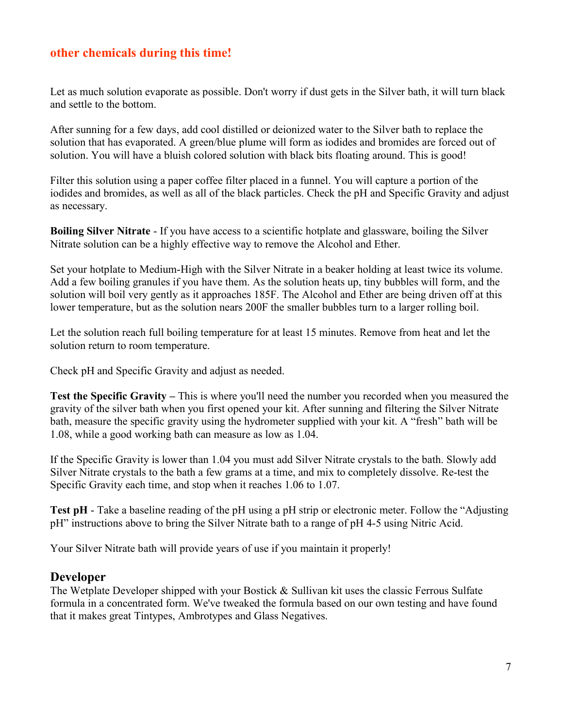**other chemicals during this time!**

Let as much solution evaporate as possible. Don't worry if dust gets in the Silver bath, it will turn black and settle to the bottom.

After sunning for a few days, add cool distilled or deionized water to the Silver bath to replace the solution that has evaporated. A green/blue plume will form as iodides and bromides are forced out of solution. You will have a bluish colored solution with black bits floating around. This is good!

Filter this solution using a paper coffee filter placed in a funnel. You will capture a portion of the iodides and bromides, as well as all of the black particles. Check the pH and Specific Gravity and adjust as necessary.

**Boiling Silver Nitrate** - If you have access to a scientific hotplate and glassware, boiling the Silver Nitrate solution can be a highly effective way to remove the Alcohol and Ether.

Set your hotplate to Medium-High with the Silver Nitrate in a beaker holding at least twice its volume. Add a few boiling granules if you have them. As the solution heats up, tiny bubbles will form, and the solution will boil very gently as it approaches 185F. The Alcohol and Ether are being driven off at this lower temperature, but as the solution nears 200F the smaller bubbles turn to a larger rolling boil.

Let the solution reach full boiling temperature for at least 15 minutes. Remove from heat and let the solution return to room temperature.

Check pH and Specific Gravity and adjust as needed.

**Test the Specific Gravity –** This is where you'll need the number you recorded when you measured the gravity of the silver bath when you first opened your kit. After sunning and filtering the Silver Nitrate bath, measure the specific gravity using the hydrometer supplied with your kit. A "fresh" bath will be 1.08, while a good working bath can measure as low as 1.04.

If the Specific Gravity is lower than 1.04 you must add Silver Nitrate crystals to the bath. Slowly add Silver Nitrate crystals to the bath a few grams at a time, and mix to completely dissolve. Re-test the Specific Gravity each time, and stop when it reaches 1.06 to 1.07.

**Test pH** - Take a baseline reading of the pH using a pH strip or electronic meter. Follow the "Adjusting pH" instructions above to bring the Silver Nitrate bath to a range of pH 4-5 using Nitric Acid.

Your Silver Nitrate bath will provide years of use if you maintain it properly!

## Developer

The Wetplate Developer shipped with your Bostick & Sullivan kit uses the classic Ferrous Sulfate formula in a concentrated form. We've tweaked the formula based on our own testing and have found that it makes great Tintypes, Ambrotypes and Glass Negatives.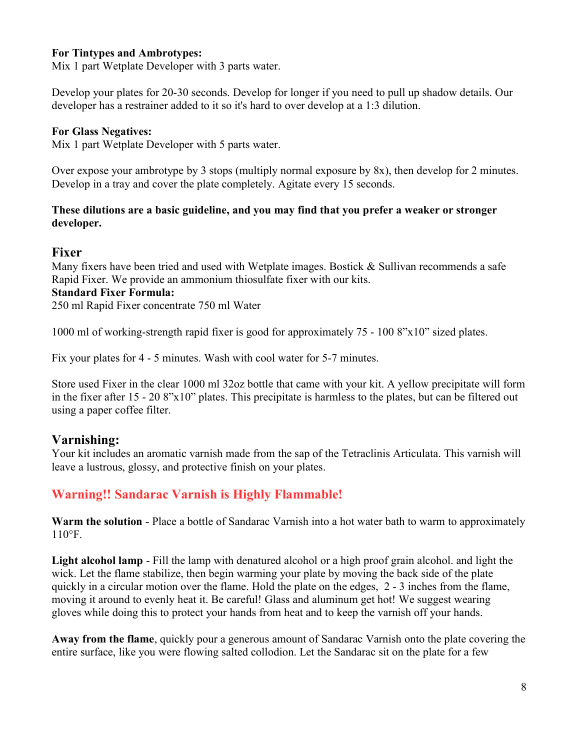**For Tintypes and Ambrotypes:**
Mix 1 part Wetplate Developer with 3 parts water.

Develop your plates for 20-30 seconds. Develop for longer if you need to pull up shadow details. Our developer has a restrainer added to it so it's hard to over develop at a 1:3 dilution.

**For Glass Negatives:**
Mix 1 part Wetplate Developer with 5 parts water.

Over expose your ambrotype by 3 stops (multiply normal exposure by 8x), then develop for 2 minutes. Develop in a tray and cover the plate completely. Agitate every 15 seconds.

**These dilutions are a basic guideline, and you may find that you prefer a weaker or stronger developer.**

## Fixer

Many fixers have been tried and used with Wetplate images. Bostick & Sullivan recommends a safe Rapid Fixer. We provide an ammonium thiosulfate fixer with our kits.

**Standard Fixer Formula:**
250 ml Rapid Fixer concentrate 750 ml Water

1000 ml of working-strength rapid fixer is good for approximately 75 - 100 8”x10” sized plates.

Fix your plates for 4 - 5 minutes. Wash with cool water for 5-7 minutes.

Store used Fixer in the clear 1000 ml 32oz bottle that came with your kit. A yellow precipitate will form in the fixer after 15 - 20 8”x10” plates. This precipitate is harmless to the plates, but can be filtered out using a paper coffee filter.

## Varnishing:

Your kit includes an aromatic varnish made from the sap of the Tetraclinis Articulata. This varnish will leave a lustrous, glossy, and protective finish on your plates.

### Warning!! Sandarac Varnish is Highly Flammable!

**Warm the solution** - Place a bottle of Sandarac Varnish into a hot water bath to warm to approximately 110°F.

**Light alcohol lamp** - Fill the lamp with denatured alcohol or a high proof grain alcohol. and light the wick. Let the flame stabilize, then begin warming your plate by moving the back side of the plate quickly in a circular motion over the flame. Hold the plate on the edges, 2 - 3 inches from the flame, moving it around to evenly heat it. Be careful! Glass and aluminum get hot! We suggest wearing gloves while doing this to protect your hands from heat and to keep the varnish off your hands.

**Away from the flame**, quickly pour a generous amount of Sandarac Varnish onto the plate covering the entire surface, like you were flowing salted collodion. Let the Sandarac sit on the plate for a few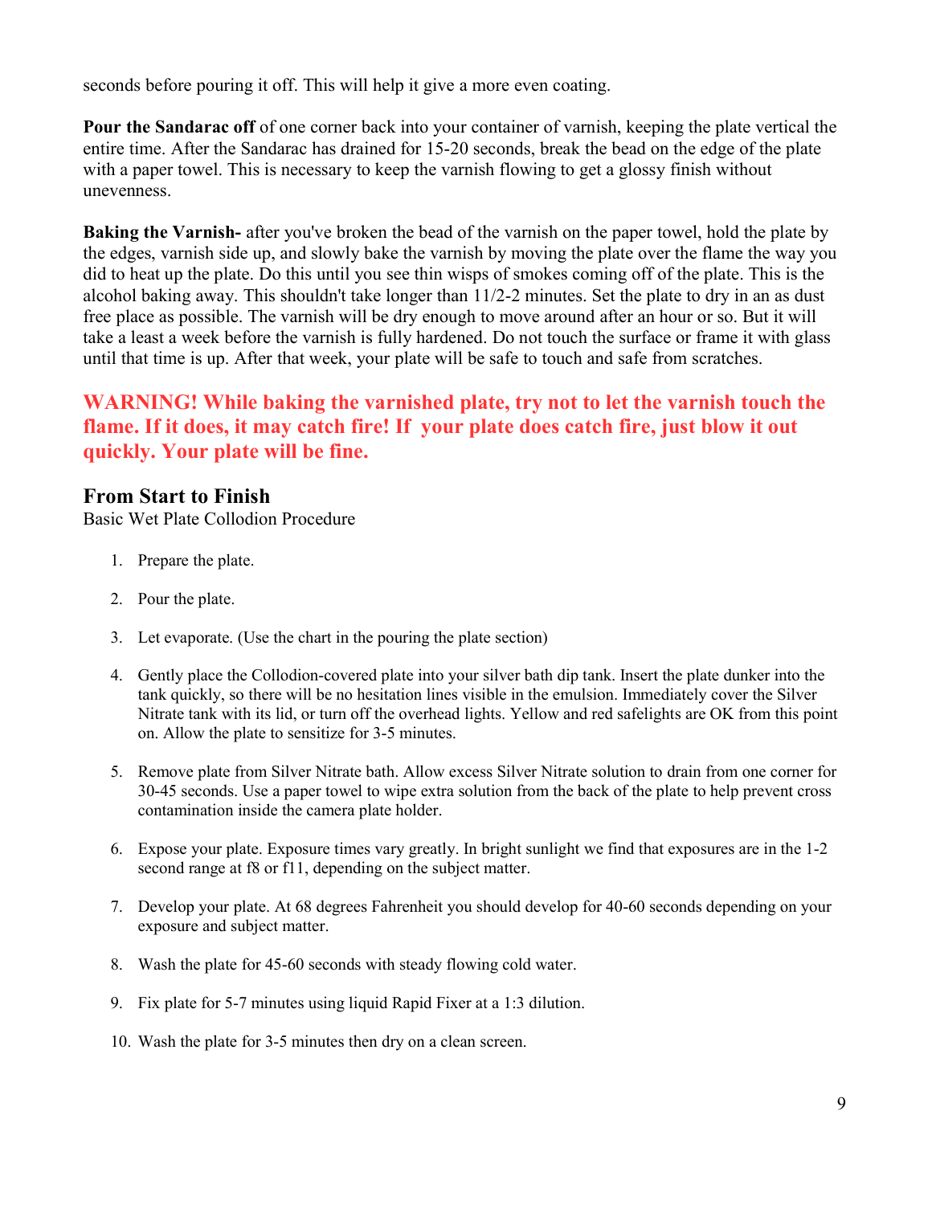seconds before pouring it off. This will help it give a more even coating.

**Pour the Sandarac off** of one corner back into your container of varnish, keeping the plate vertical the entire time. After the Sandarac has drained for 15-20 seconds, break the bead on the edge of the plate with a paper towel. This is necessary to keep the varnish flowing to get a glossy finish without unevenness.

**Baking the Varnish-** after you've broken the bead of the varnish on the paper towel, hold the plate by the edges, varnish side up, and slowly bake the varnish by moving the plate over the flame the way you did to heat up the plate. Do this until you see thin wisps of smokes coming off of the plate. This is the alcohol baking away. This shouldn't take longer than 11/2-2 minutes. Set the plate to dry in an as dust free place as possible. The varnish will be dry enough to move around after an hour or so. But it will take a least a week before the varnish is fully hardened. Do not touch the surface or frame it with glass until that time is up. After that week, your plate will be safe to touch and safe from scratches.

**WARNING! While baking the varnished plate, try not to let the varnish touch the flame. If it does, it may catch fire! If your plate does catch fire, just blow it out quickly. Your plate will be fine.**

## From Start to Finish

Basic Wet Plate Collodion Procedure

1. Prepare the plate.
2. Pour the plate.
3. Let evaporate. (Use the chart in the pouring the plate section)
4. Gently place the Collodion-covered plate into your silver bath dip tank. Insert the plate dunker into the tank quickly, so there will be no hesitation lines visible in the emulsion. Immediately cover the Silver Nitrate tank with its lid, or turn off the overhead lights. Yellow and red safelights are OK from this point on. Allow the plate to sensitize for 3-5 minutes.
5. Remove plate from Silver Nitrate bath. Allow excess Silver Nitrate solution to drain from one corner for 30-45 seconds. Use a paper towel to wipe extra solution from the back of the plate to help prevent cross contamination inside the camera plate holder.
6. Expose your plate. Exposure times vary greatly. In bright sunlight we find that exposures are in the 1-2 second range at f8 or f11, depending on the subject matter.
7. Develop your plate. At 68 degrees Fahrenheit you should develop for 40-60 seconds depending on your exposure and subject matter.
8. Wash the plate for 45-60 seconds with steady flowing cold water.
9. Fix plate for 5-7 minutes using liquid Rapid Fixer at a 1:3 dilution.
10. Wash the plate for 3-5 minutes then dry on a clean screen.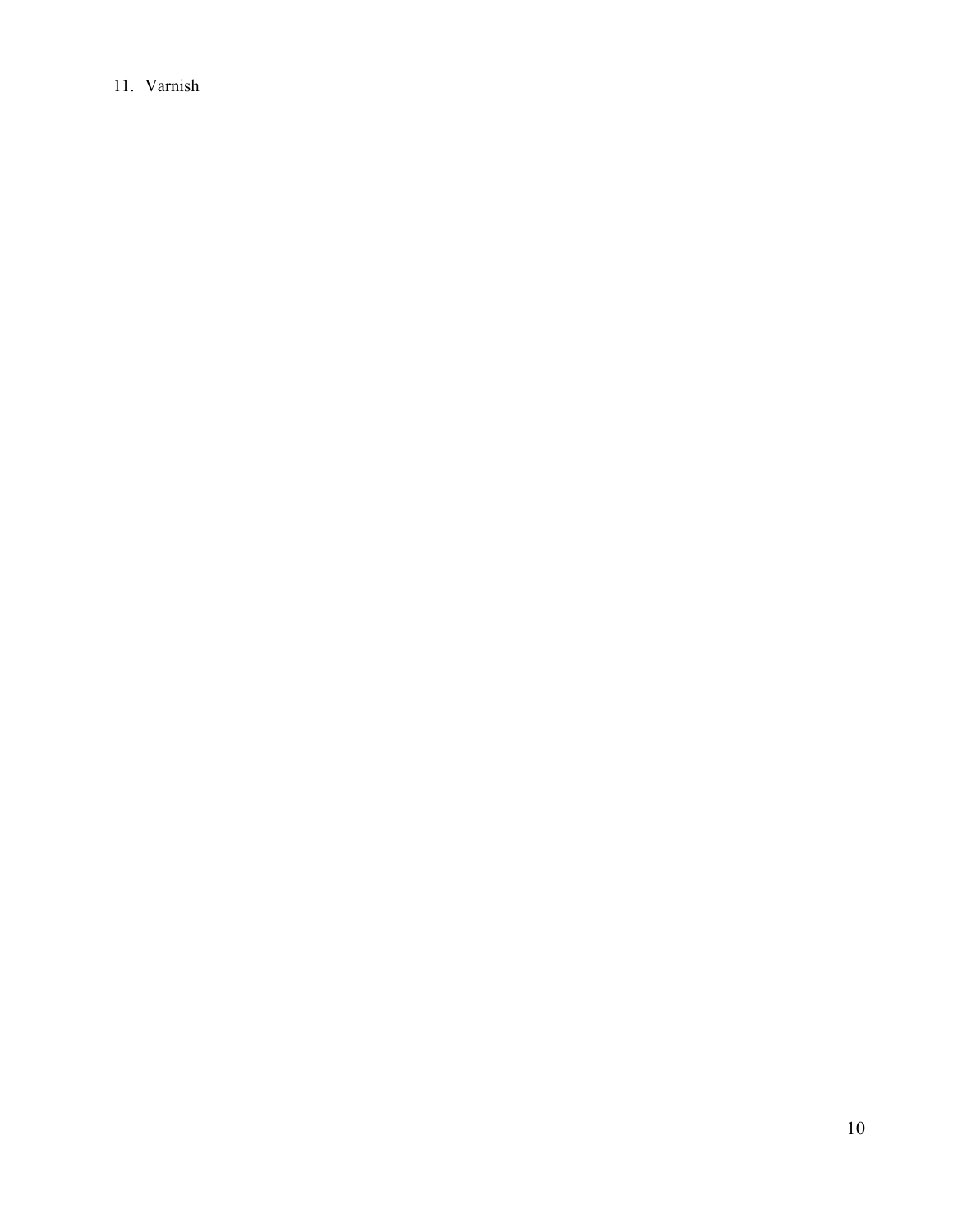11. Varnish